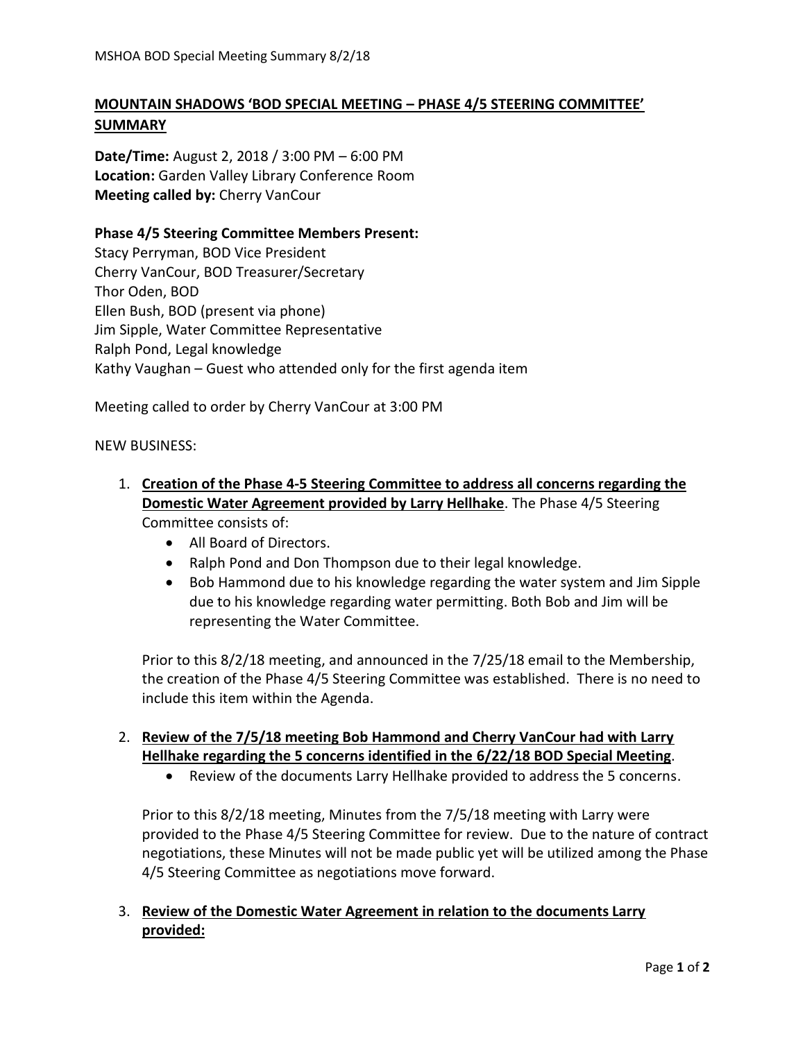# MOUNTAIN SHADOWS 'BOD SPECIAL MEETING – PHASE 4/5 STEERING COMMITTEE' SUMMARY

**Date/Time:** August 2, 2018 / 3:00 PM – 6:00 PM
**Location:** Garden Valley Library Conference Room
**Meeting called by:** Cherry VanCour

**Phase 4/5 Steering Committee Members Present:**
Stacy Perryman, BOD Vice President
Cherry VanCour, BOD Treasurer/Secretary
Thor Oden, BOD
Ellen Bush, BOD (present via phone)
Jim Sipple, Water Committee Representative
Ralph Pond, Legal knowledge
Kathy Vaughan – Guest who attended only for the first agenda item

Meeting called to order by Cherry VanCour at 3:00 PM

NEW BUSINESS:

1. **Creation of the Phase 4-5 Steering Committee to address all concerns regarding the Domestic Water Agreement provided by Larry Hellhake**. The Phase 4/5 Steering Committee consists of:
   - All Board of Directors.
   - Ralph Pond and Don Thompson due to their legal knowledge.
   - Bob Hammond due to his knowledge regarding the water system and Jim Sipple due to his knowledge regarding water permitting. Both Bob and Jim will be representing the Water Committee.

   Prior to this 8/2/18 meeting, and announced in the 7/25/18 email to the Membership, the creation of the Phase 4/5 Steering Committee was established. There is no need to include this item within the Agenda.

2. **Review of the 7/5/18 meeting Bob Hammond and Cherry VanCour had with Larry Hellhake regarding the 5 concerns identified in the 6/22/18 BOD Special Meeting**.
   - Review of the documents Larry Hellhake provided to address the 5 concerns.

   Prior to this 8/2/18 meeting, Minutes from the 7/5/18 meeting with Larry were provided to the Phase 4/5 Steering Committee for review. Due to the nature of contract negotiations, these Minutes will not be made public yet will be utilized among the Phase 4/5 Steering Committee as negotiations move forward.

3. **Review of the Domestic Water Agreement in relation to the documents Larry provided:**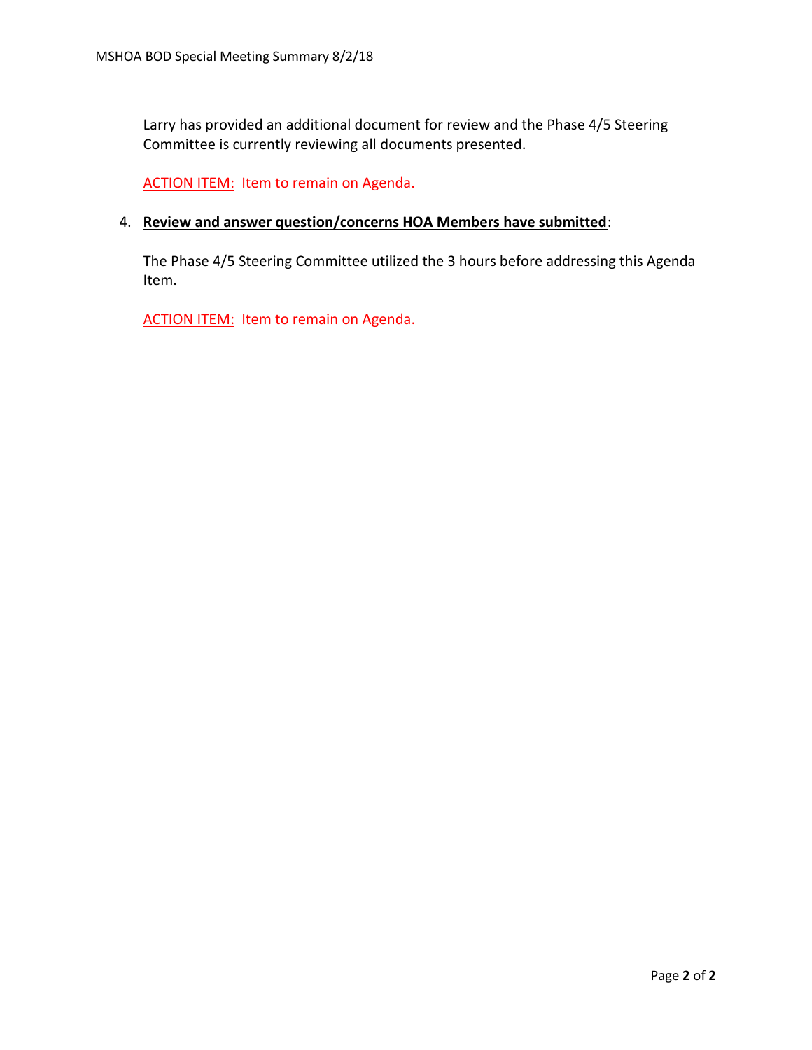Larry has provided an additional document for review and the Phase 4/5 Steering Committee is currently reviewing all documents presented.

ACTION ITEM: Item to remain on Agenda.

4. **Review and answer question/concerns HOA Members have submitted**:

   The Phase 4/5 Steering Committee utilized the 3 hours before addressing this Agenda Item.

   ACTION ITEM: Item to remain on Agenda.